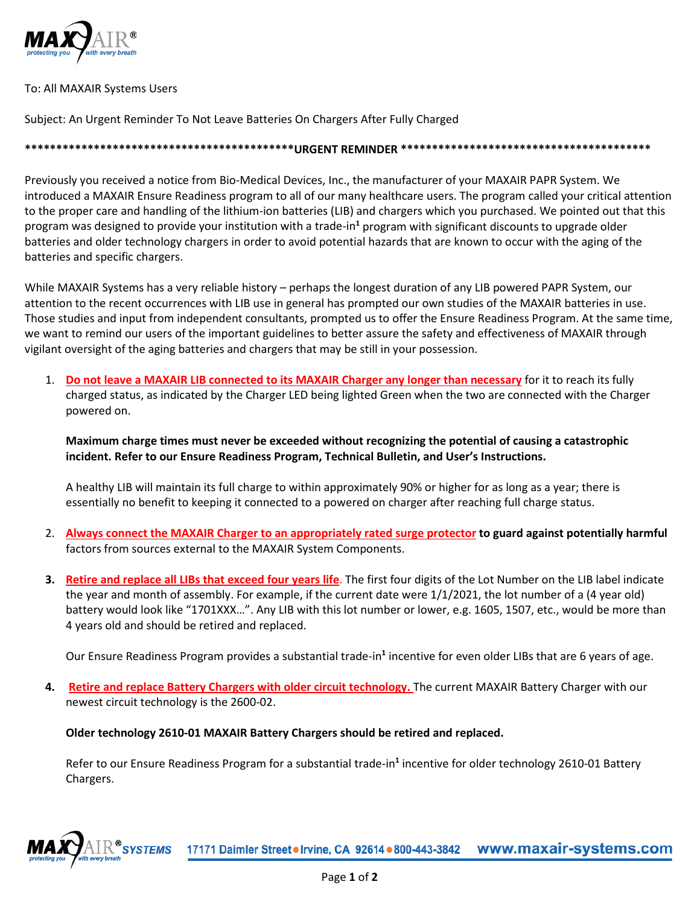To: All MAXAIR Systems Users

Subject: An Urgent Reminder To Not Leave Batteries On Chargers After Fully Charged

*******************************************URGENT REMINDER ****************************************

Previously you received a notice from Bio-Medical Devices, Inc., the manufacturer of your MAXAIR PAPR System. We introduced a MAXAIR Ensure Readiness program to all of our many healthcare users. The program called your critical attention to the proper care and handling of the lithium-ion batteries (LIB) and chargers which you purchased. We pointed out that this program was designed to provide your institution with a trade-in[1] program with significant discounts to upgrade older batteries and older technology chargers in order to avoid potential hazards that are known to occur with the aging of the batteries and specific chargers.

While MAXAIR Systems has a very reliable history – perhaps the longest duration of any LIB powered PAPR System, our attention to the recent occurrences with LIB use in general has prompted our own studies of the MAXAIR batteries in use. Those studies and input from independent consultants, prompted us to offer the Ensure Readiness Program. At the same time, we want to remind our users of the important guidelines to better assure the safety and effectiveness of MAXAIR through vigilant oversight of the aging batteries and chargers that may be still in your possession.

1. **Do not leave a MAXAIR LIB connected to its MAXAIR Charger any longer than necessary** for it to reach its fully charged status, as indicated by the Charger LED being lighted Green when the two are connected with the Charger powered on.

   **Maximum charge times must never be exceeded without recognizing the potential of causing a catastrophic incident. Refer to our Ensure Readiness Program, Technical Bulletin, and User's Instructions.**

   A healthy LIB will maintain its full charge to within approximately 90% or higher for as long as a year; there is essentially no benefit to keeping it connected to a powered on charger after reaching full charge status.

2. **Always connect the MAXAIR Charger to an appropriately rated surge protector to guard against potentially harmful** factors from sources external to the MAXAIR System Components.

3. **Retire and replace all LIBs that exceed four years life**. The first four digits of the Lot Number on the LIB label indicate the year and month of assembly. For example, if the current date were 1/1/2021, the lot number of a (4 year old) battery would look like "1701XXX…". Any LIB with this lot number or lower, e.g. 1605, 1507, etc., would be more than 4 years old and should be retired and replaced.

   Our Ensure Readiness Program provides a substantial trade-in[1] incentive for even older LIBs that are 6 years of age.

4. **Retire and replace Battery Chargers with older circuit technology.** The current MAXAIR Battery Charger with our newest circuit technology is the 2600-02.

   **Older technology 2610-01 MAXAIR Battery Chargers should be retired and replaced.**

   Refer to our Ensure Readiness Program for a substantial trade-in[1] incentive for older technology 2610-01 Battery Chargers.

MAXAIR® SYSTEMS 17171 Daimler Street • Irvine, CA 92614 • 800-443-3842 www.maxair-systems.com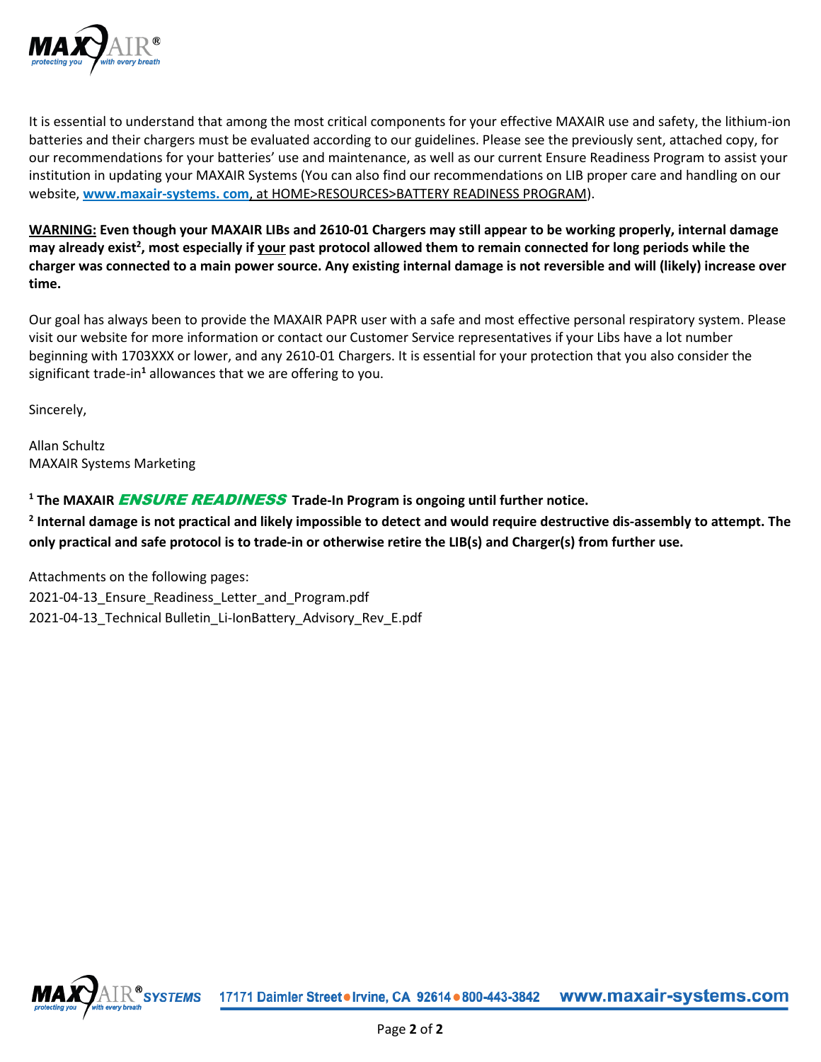It is essential to understand that among the most critical components for your effective MAXAIR use and safety, the lithium-ion batteries and their chargers must be evaluated according to our guidelines. Please see the previously sent, attached copy, for our recommendations for your batteries' use and maintenance, as well as our current Ensure Readiness Program to assist your institution in updating your MAXAIR Systems (You can also find our recommendations on LIB proper care and handling on our website, **www.maxair-systems. com**, at HOME>RESOURCES>BATTERY READINESS PROGRAM).

**WARNING: Even though your MAXAIR LIBs and 2610-01 Chargers may still appear to be working properly, internal damage may already exist[2], most especially if your past protocol allowed them to remain connected for long periods while the charger was connected to a main power source. Any existing internal damage is not reversible and will (likely) increase over time.**

Our goal has always been to provide the MAXAIR PAPR user with a safe and most effective personal respiratory system. Please visit our website for more information or contact our Customer Service representatives if your Libs have a lot number beginning with 1703XXX or lower, and any 2610-01 Chargers. It is essential for your protection that you also consider the significant trade-in[1] allowances that we are offering to you.

Sincerely,

Allan Schultz
MAXAIR Systems Marketing

[1] **The MAXAIR *ENSURE READINESS* Trade-In Program is ongoing until further notice.**

[2] **Internal damage is not practical and likely impossible to detect and would require destructive dis-assembly to attempt. The only practical and safe protocol is to trade-in or otherwise retire the LIB(s) and Charger(s) from further use.**

Attachments on the following pages:
2021-04-13_Ensure_Readiness_Letter_and_Program.pdf
2021-04-13_Technical Bulletin_Li-IonBattery_Advisory_Rev_E.pdf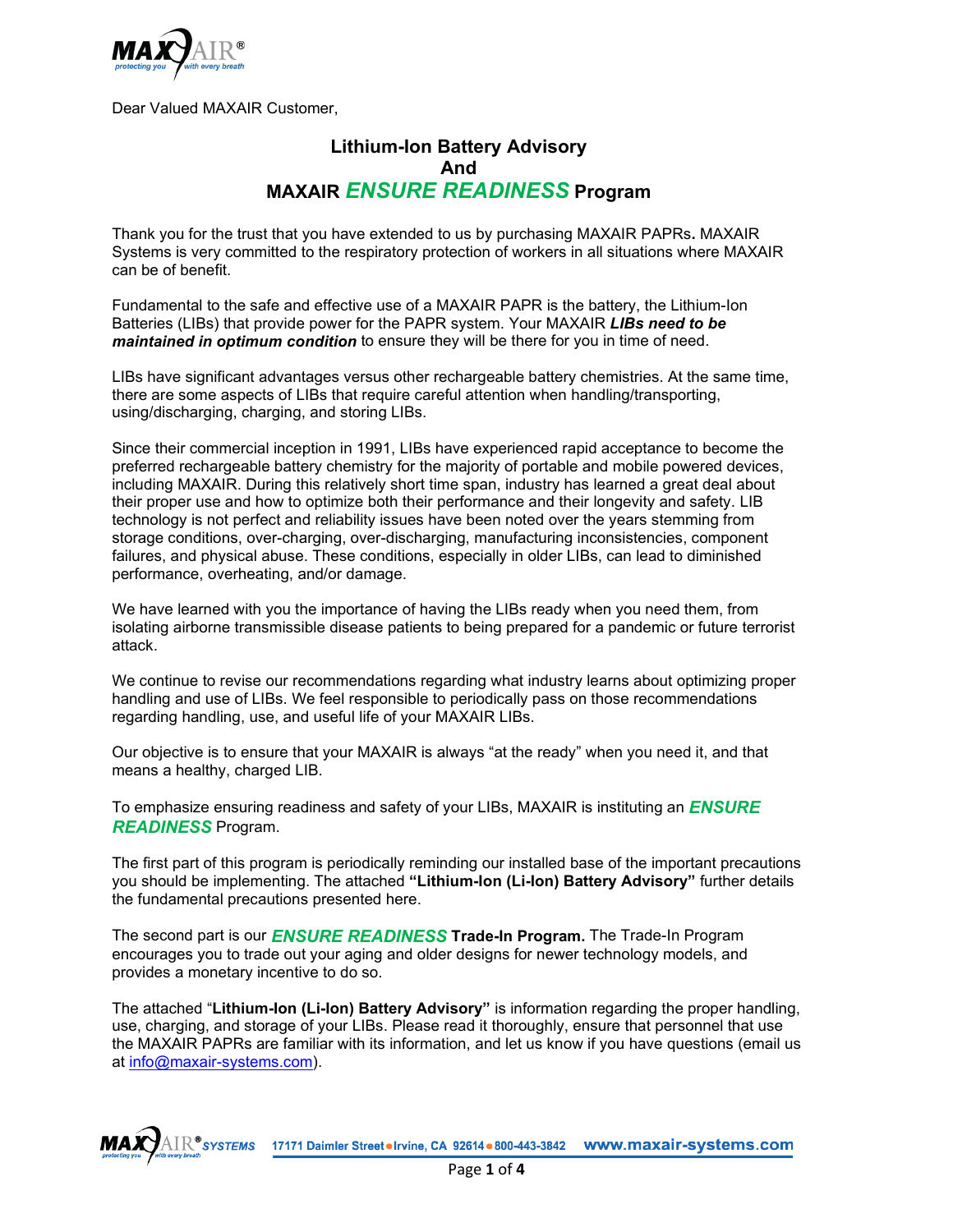Dear Valued MAXAIR Customer,

## Lithium-Ion Battery Advisory
## And
## MAXAIR *ENSURE READINESS* Program

Thank you for the trust that you have extended to us by purchasing MAXAIR PAPRs**.** MAXAIR Systems is very committed to the respiratory protection of workers in all situations where MAXAIR can be of benefit.

Fundamental to the safe and effective use of a MAXAIR PAPR is the battery, the Lithium-Ion Batteries (LIBs) that provide power for the PAPR system. Your MAXAIR ***LIBs need to be maintained in optimum condition*** to ensure they will be there for you in time of need.

LIBs have significant advantages versus other rechargeable battery chemistries. At the same time, there are some aspects of LIBs that require careful attention when handling/transporting, using/discharging, charging, and storing LIBs.

Since their commercial inception in 1991, LIBs have experienced rapid acceptance to become the preferred rechargeable battery chemistry for the majority of portable and mobile powered devices, including MAXAIR. During this relatively short time span, industry has learned a great deal about their proper use and how to optimize both their performance and their longevity and safety. LIB technology is not perfect and reliability issues have been noted over the years stemming from storage conditions, over-charging, over-discharging, manufacturing inconsistencies, component failures, and physical abuse. These conditions, especially in older LIBs, can lead to diminished performance, overheating, and/or damage.

We have learned with you the importance of having the LIBs ready when you need them, from isolating airborne transmissible disease patients to being prepared for a pandemic or future terrorist attack.

We continue to revise our recommendations regarding what industry learns about optimizing proper handling and use of LIBs. We feel responsible to periodically pass on those recommendations regarding handling, use, and useful life of your MAXAIR LIBs.

Our objective is to ensure that your MAXAIR is always "at the ready" when you need it, and that means a healthy, charged LIB.

To emphasize ensuring readiness and safety of your LIBs, MAXAIR is instituting an ***ENSURE READINESS*** Program.

The first part of this program is periodically reminding our installed base of the important precautions you should be implementing. The attached **"Lithium-Ion (Li-Ion) Battery Advisory"** further details the fundamental precautions presented here.

The second part is our ***ENSURE READINESS*** **Trade-In Program.** The Trade-In Program encourages you to trade out your aging and older designs for newer technology models, and provides a monetary incentive to do so.

The attached "**Lithium-Ion (Li-Ion) Battery Advisory"** is information regarding the proper handling, use, charging, and storage of your LIBs. Please read it thoroughly, ensure that personnel that use the MAXAIR PAPRs are familiar with its information, and let us know if you have questions (email us at info@maxair-systems.com).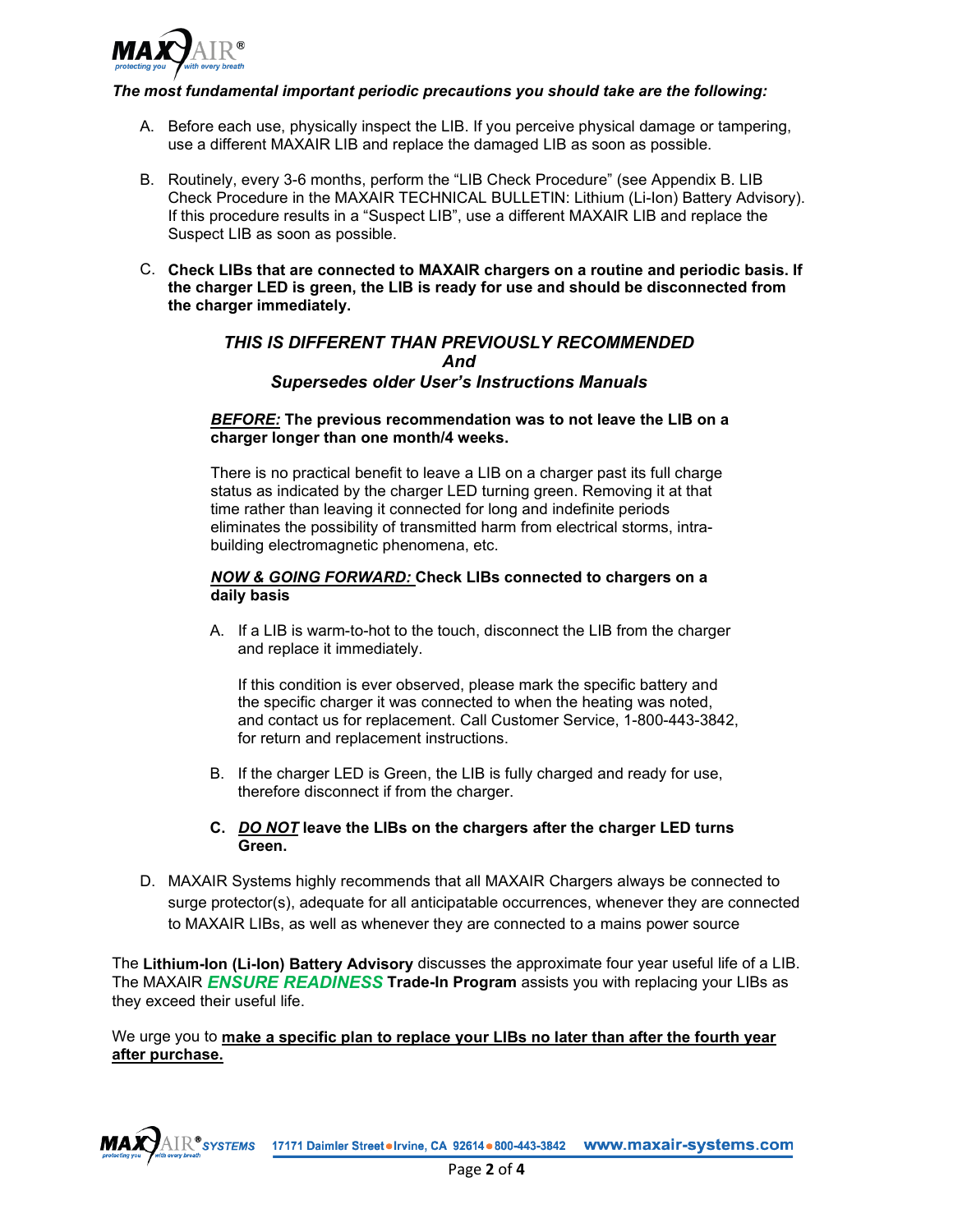***The most fundamental important periodic precautions you should take are the following:***

A. Before each use, physically inspect the LIB. If you perceive physical damage or tampering, use a different MAXAIR LIB and replace the damaged LIB as soon as possible.

B. Routinely, every 3-6 months, perform the "LIB Check Procedure" (see Appendix B. LIB Check Procedure in the MAXAIR TECHNICAL BULLETIN: Lithium (Li-Ion) Battery Advisory). If this procedure results in a "Suspect LIB", use a different MAXAIR LIB and replace the Suspect LIB as soon as possible.

C. **Check LIBs that are connected to MAXAIR chargers on a routine and periodic basis. If the charger LED is green, the LIB is ready for use and should be disconnected from the charger immediately.**

***THIS IS DIFFERENT THAN PREVIOUSLY RECOMMENDED***
***And***
***Supersedes older User's Instructions Manuals***

***BEFORE:*** **The previous recommendation was to not leave the LIB on a charger longer than one month/4 weeks.**

There is no practical benefit to leave a LIB on a charger past its full charge status as indicated by the charger LED turning green. Removing it at that time rather than leaving it connected for long and indefinite periods eliminates the possibility of transmitted harm from electrical storms, intra-building electromagnetic phenomena, etc.

***NOW & GOING FORWARD:*** **Check LIBs connected to chargers on a daily basis**

A. If a LIB is warm-to-hot to the touch, disconnect the LIB from the charger and replace it immediately.

   If this condition is ever observed, please mark the specific battery and the specific charger it was connected to when the heating was noted, and contact us for replacement. Call Customer Service, 1-800-443-3842, for return and replacement instructions.

B. If the charger LED is Green, the LIB is fully charged and ready for use, therefore disconnect if from the charger.

**C. *DO NOT* leave the LIBs on the chargers after the charger LED turns Green.**

D. MAXAIR Systems highly recommends that all MAXAIR Chargers always be connected to surge protector(s), adequate for all anticipatable occurrences, whenever they are connected to MAXAIR LIBs, as well as whenever they are connected to a mains power source

The **Lithium-Ion (Li-Ion) Battery Advisory** discusses the approximate four year useful life of a LIB. The MAXAIR ***ENSURE READINESS*** **Trade-In Program** assists you with replacing your LIBs as they exceed their useful life.

We urge you to **make a specific plan to replace your LIBs no later than after the fourth year after purchase.**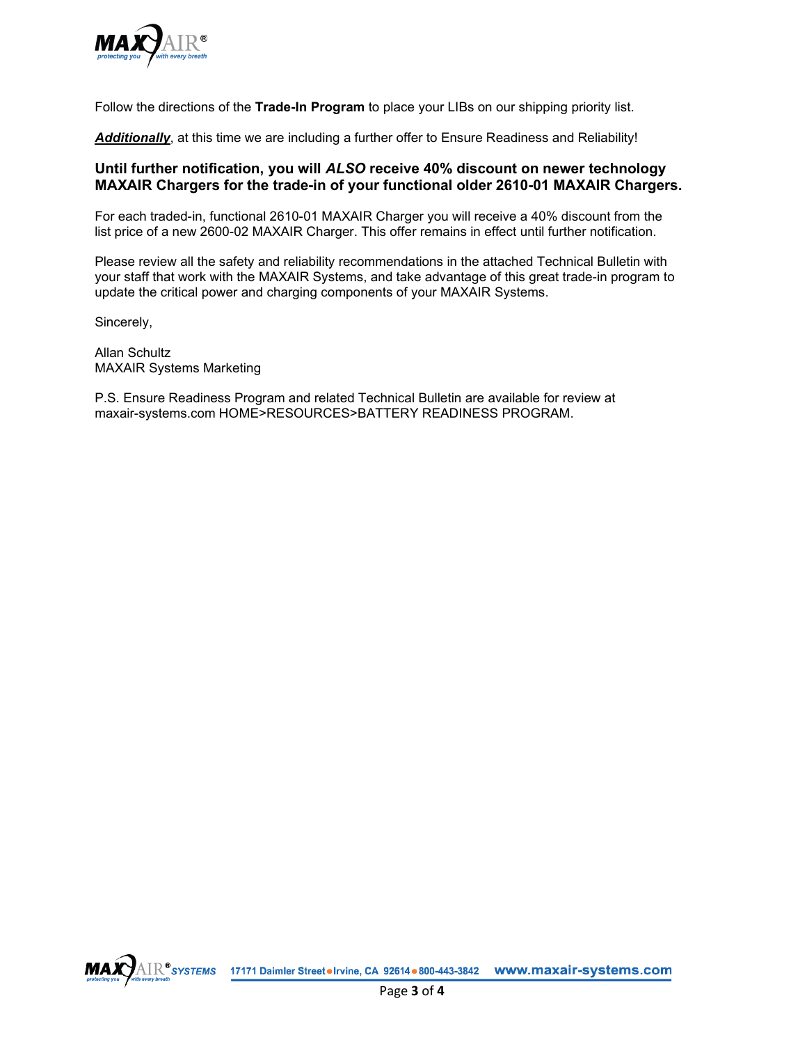Follow the directions of the **Trade-In Program** to place your LIBs on our shipping priority list.

***Additionally***, at this time we are including a further offer to Ensure Readiness and Reliability!

**Until further notification, you will *ALSO* receive 40% discount on newer technology MAXAIR Chargers for the trade-in of your functional older 2610-01 MAXAIR Chargers.**

For each traded-in, functional 2610-01 MAXAIR Charger you will receive a 40% discount from the list price of a new 2600-02 MAXAIR Charger. This offer remains in effect until further notification.

Please review all the safety and reliability recommendations in the attached Technical Bulletin with your staff that work with the MAXAIR Systems, and take advantage of this great trade-in program to update the critical power and charging components of your MAXAIR Systems.

Sincerely,

Allan Schultz
MAXAIR Systems Marketing

P.S. Ensure Readiness Program and related Technical Bulletin are available for review at maxair-systems.com HOME>RESOURCES>BATTERY READINESS PROGRAM.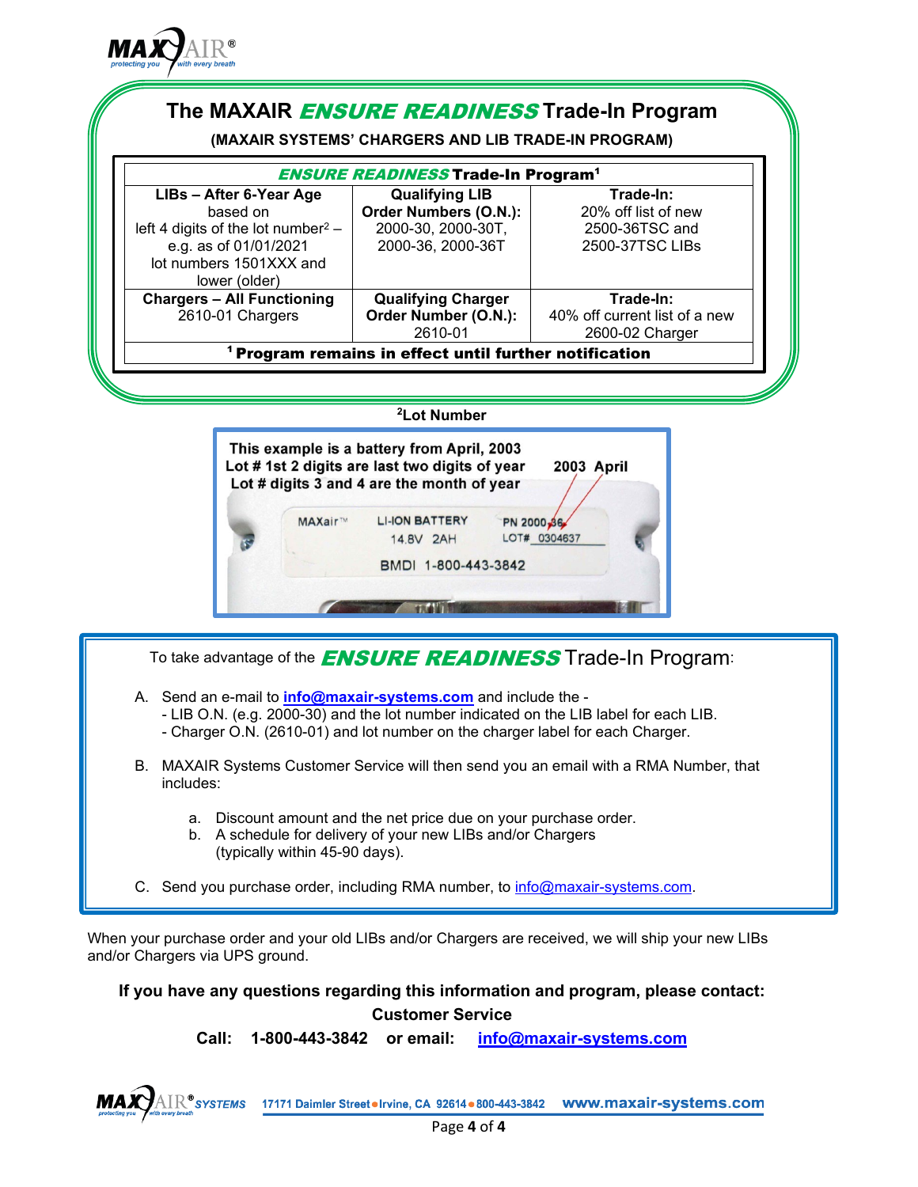# The MAXAIR *ENSURE READINESS* Trade-In Program

**(MAXAIR SYSTEMS' CHARGERS AND LIB TRADE-IN PROGRAM)**

| ***ENSURE READINESS* Trade-In Program**[1] | | |
|---|---|---|
| **LIBs – After 6-Year Age** based on left 4 digits of the lot number[2] – e.g. as of 01/01/2021 lot numbers 1501XXX and lower (older) | **Qualifying LIB Order Numbers (O.N.):** 2000-30, 2000-30T, 2000-36, 2000-36T | **Trade-In:** 20% off list of new 2500-36TSC and 2500-37TSC LIBs |
| **Chargers – All Functioning** 2610-01 Chargers | **Qualifying Charger Order Number (O.N.):** 2610-01 | **Trade-In:** 40% off current list of a new 2600-02 Charger |
| [1] **Program remains in effect until further notification** | | |

**[2]Lot Number**

This example is a battery from April, 2003
Lot # 1st 2 digits are last two digits of year — 2003 April
Lot # digits 3 and 4 are the month of year

MAXair™ LI-ION BATTERY 14.8V 2AH PN 2000-36 LOT# 0304637
BMDI 1-800-443-3842

To take advantage of the ***ENSURE READINESS*** Trade-In Program:

A. Send an e-mail to **info@maxair-systems.com** and include the -
   - LIB O.N. (e.g. 2000-30) and the lot number indicated on the LIB label for each LIB.
   - Charger O.N. (2610-01) and lot number on the charger label for each Charger.

B. MAXAIR Systems Customer Service will then send you an email with a RMA Number, that includes:

   a. Discount amount and the net price due on your purchase order.
   b. A schedule for delivery of your new LIBs and/or Chargers (typically within 45-90 days).

C. Send you purchase order, including RMA number, to info@maxair-systems.com.

When your purchase order and your old LIBs and/or Chargers are received, we will ship your new LIBs and/or Chargers via UPS ground.

**If you have any questions regarding this information and program, please contact:**
**Customer Service**
**Call: 1-800-443-3842 or email: info@maxair-systems.com**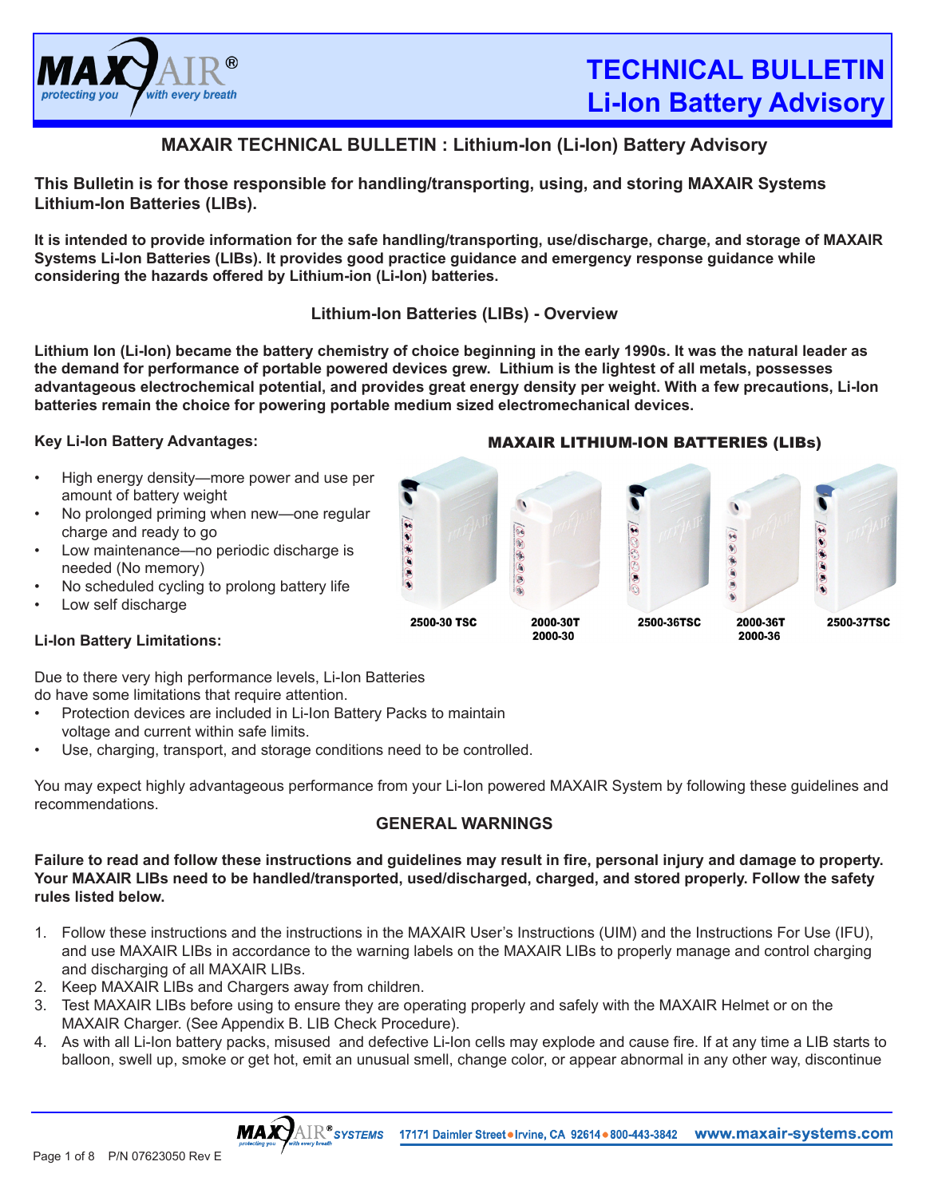# TECHNICAL BULLETIN
# Li-Ion Battery Advisory

## MAXAIR TECHNICAL BULLETIN : Lithium-Ion (Li-Ion) Battery Advisory

**This Bulletin is for those responsible for handling/transporting, using, and storing MAXAIR Systems Lithium-Ion Batteries (LIBs).**

**It is intended to provide information for the safe handling/transporting, use/discharge, charge, and storage of MAXAIR Systems Li-Ion Batteries (LIBs). It provides good practice guidance and emergency response guidance while considering the hazards offered by Lithium-ion (Li-Ion) batteries.**

### Lithium-Ion Batteries (LIBs) - Overview

**Lithium Ion (Li-Ion) became the battery chemistry of choice beginning in the early 1990s. It was the natural leader as the demand for performance of portable powered devices grew. Lithium is the lightest of all metals, possesses advantageous electrochemical potential, and provides great energy density per weight. With a few precautions, Li-Ion batteries remain the choice for powering portable medium sized electromechanical devices.**

**Key Li-Ion Battery Advantages:**

- High energy density—more power and use per amount of battery weight
- No prolonged priming when new—one regular charge and ready to go
- Low maintenance—no periodic discharge is needed (No memory)
- No scheduled cycling to prolong battery life
- Low self discharge

**MAXAIR LITHIUM-ION BATTERIES (LIBs)**

2500-30 TSC | 2000-30T 2000-30 | 2500-36TSC | 2000-36T 2000-36 | 2500-37TSC

**Li-Ion Battery Limitations:**

Due to there very high performance levels, Li-Ion Batteries do have some limitations that require attention.

- Protection devices are included in Li-Ion Battery Packs to maintain voltage and current within safe limits.
- Use, charging, transport, and storage conditions need to be controlled.

You may expect highly advantageous performance from your Li-Ion powered MAXAIR System by following these guidelines and recommendations.

### GENERAL WARNINGS

**Failure to read and follow these instructions and guidelines may result in fire, personal injury and damage to property. Your MAXAIR LIBs need to be handled/transported, used/discharged, charged, and stored properly. Follow the safety rules listed below.**

1. Follow these instructions and the instructions in the MAXAIR User's Instructions (UIM) and the Instructions For Use (IFU), and use MAXAIR LIBs in accordance to the warning labels on the MAXAIR LIBs to properly manage and control charging and discharging of all MAXAIR LIBs.
2. Keep MAXAIR LIBs and Chargers away from children.
3. Test MAXAIR LIBs before using to ensure they are operating properly and safely with the MAXAIR Helmet or on the MAXAIR Charger. (See Appendix B. LIB Check Procedure).
4. As with all Li-Ion battery packs, misused and defective Li-Ion cells may explode and cause fire. If at any time a LIB starts to balloon, swell up, smoke or get hot, emit an unusual smell, change color, or appear abnormal in any other way, discontinue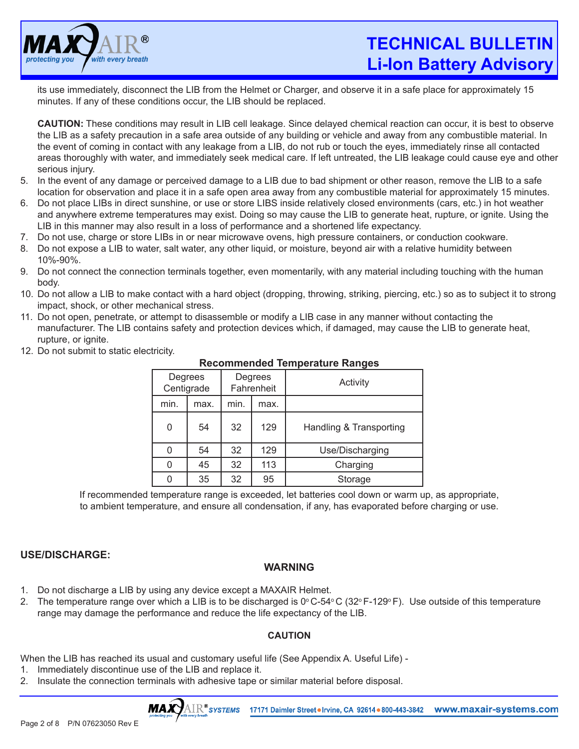its use immediately, disconnect the LIB from the Helmet or Charger, and observe it in a safe place for approximately 15 minutes. If any of these conditions occur, the LIB should be replaced.

**CAUTION:** These conditions may result in LIB cell leakage. Since delayed chemical reaction can occur, it is best to observe the LIB as a safety precaution in a safe area outside of any building or vehicle and away from any combustible material. In the event of coming in contact with any leakage from a LIB, do not rub or touch the eyes, immediately rinse all contacted areas thoroughly with water, and immediately seek medical care. If left untreated, the LIB leakage could cause eye and other serious injury.

5. In the event of any damage or perceived damage to a LIB due to bad shipment or other reason, remove the LIB to a safe location for observation and place it in a safe open area away from any combustible material for approximately 15 minutes.
6. Do not place LIBs in direct sunshine, or use or store LIBS inside relatively closed environments (cars, etc.) in hot weather and anywhere extreme temperatures may exist. Doing so may cause the LIB to generate heat, rupture, or ignite. Using the LIB in this manner may also result in a loss of performance and a shortened life expectancy.
7. Do not use, charge or store LIBs in or near microwave ovens, high pressure containers, or conduction cookware.
8. Do not expose a LIB to water, salt water, any other liquid, or moisture, beyond air with a relative humidity between 10%-90%.
9. Do not connect the connection terminals together, even momentarily, with any material including touching with the human body.
10. Do not allow a LIB to make contact with a hard object (dropping, throwing, striking, piercing, etc.) so as to subject it to strong impact, shock, or other mechanical stress.
11. Do not open, penetrate, or attempt to disassemble or modify a LIB case in any manner without contacting the manufacturer. The LIB contains safety and protection devices which, if damaged, may cause the LIB to generate heat, rupture, or ignite.
12. Do not submit to static electricity.

**Recommended Temperature Ranges**

| Degrees Centigrade | | Degrees Fahrenheit | | Activity |
|---|---|---|---|---|
| min. | max. | min. | max. | |
| 0 | 54 | 32 | 129 | Handling & Transporting |
| 0 | 54 | 32 | 129 | Use/Discharging |
| 0 | 45 | 32 | 113 | Charging |
| 0 | 35 | 32 | 95 | Storage |

If recommended temperature range is exceeded, let batteries cool down or warm up, as appropriate, to ambient temperature, and ensure all condensation, if any, has evaporated before charging or use.

## USE/DISCHARGE:

### WARNING

1. Do not discharge a LIB by using any device except a MAXAIR Helmet.
2. The temperature range over which a LIB is to be discharged is 0° C-54° C (32° F-129° F). Use outside of this temperature range may damage the performance and reduce the life expectancy of the LIB.

### CAUTION

When the LIB has reached its usual and customary useful life (See Appendix A. Useful Life) -

1. Immediately discontinue use of the LIB and replace it.
2. Insulate the connection terminals with adhesive tape or similar material before disposal.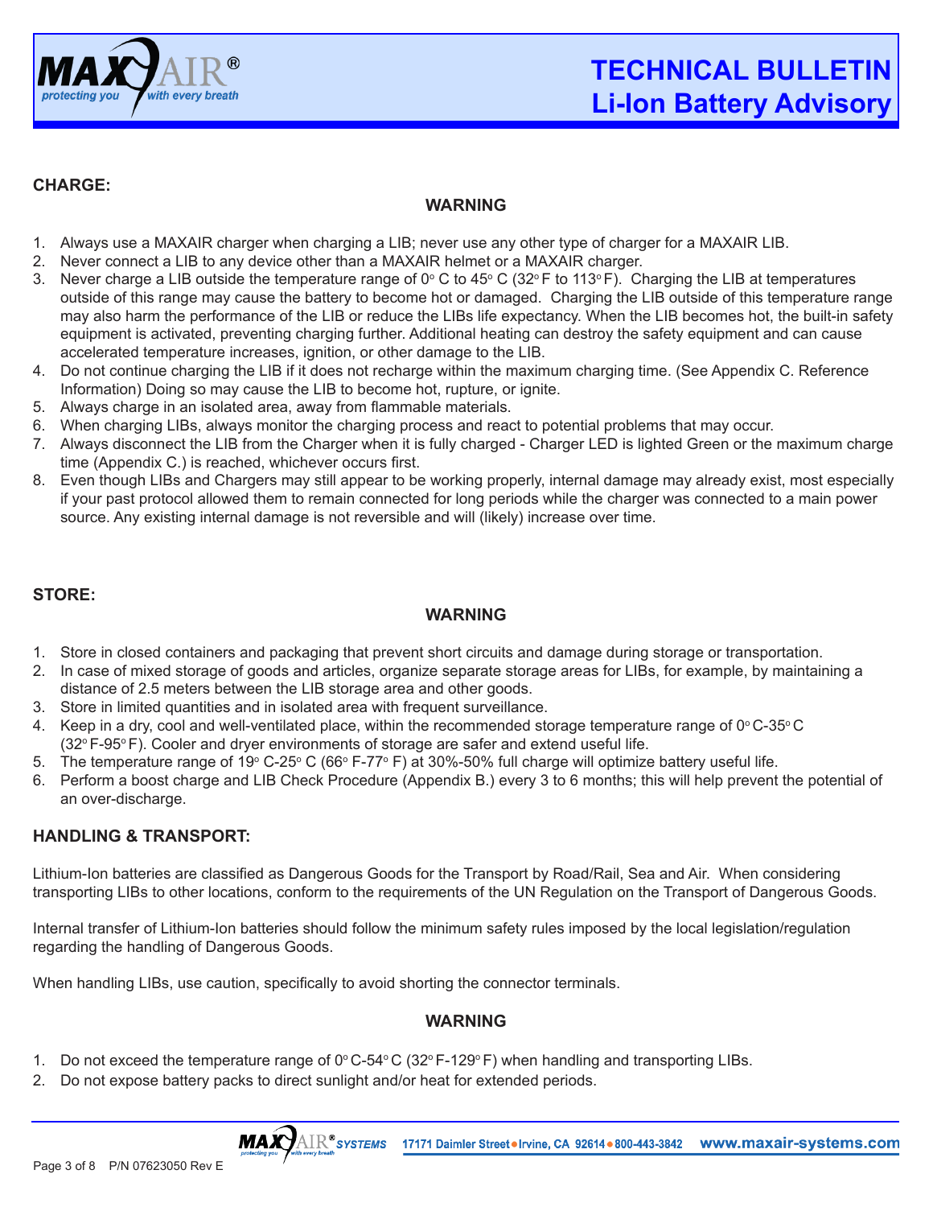# TECHNICAL BULLETIN
## Li-Ion Battery Advisory

### CHARGE:

**WARNING**

1. Always use a MAXAIR charger when charging a LIB; never use any other type of charger for a MAXAIR LIB.
2. Never connect a LIB to any device other than a MAXAIR helmet or a MAXAIR charger.
3. Never charge a LIB outside the temperature range of 0° C to 45° C (32° F to 113° F). Charging the LIB at temperatures outside of this range may cause the battery to become hot or damaged. Charging the LIB outside of this temperature range may also harm the performance of the LIB or reduce the LIBs life expectancy. When the LIB becomes hot, the built-in safety equipment is activated, preventing charging further. Additional heating can destroy the safety equipment and can cause accelerated temperature increases, ignition, or other damage to the LIB.
4. Do not continue charging the LIB if it does not recharge within the maximum charging time. (See Appendix C. Reference Information) Doing so may cause the LIB to become hot, rupture, or ignite.
5. Always charge in an isolated area, away from flammable materials.
6. When charging LIBs, always monitor the charging process and react to potential problems that may occur.
7. Always disconnect the LIB from the Charger when it is fully charged - Charger LED is lighted Green or the maximum charge time (Appendix C.) is reached, whichever occurs first.
8. Even though LIBs and Chargers may still appear to be working properly, internal damage may already exist, most especially if your past protocol allowed them to remain connected for long periods while the charger was connected to a main power source. Any existing internal damage is not reversible and will (likely) increase over time.

### STORE:

**WARNING**

1. Store in closed containers and packaging that prevent short circuits and damage during storage or transportation.
2. In case of mixed storage of goods and articles, organize separate storage areas for LIBs, for example, by maintaining a distance of 2.5 meters between the LIB storage area and other goods.
3. Store in limited quantities and in isolated area with frequent surveillance.
4. Keep in a dry, cool and well-ventilated place, within the recommended storage temperature range of 0° C-35° C (32° F-95° F). Cooler and dryer environments of storage are safer and extend useful life.
5. The temperature range of 19° C-25° C (66° F-77° F) at 30%-50% full charge will optimize battery useful life.
6. Perform a boost charge and LIB Check Procedure (Appendix B.) every 3 to 6 months; this will help prevent the potential of an over-discharge.

### HANDLING & TRANSPORT:

Lithium-Ion batteries are classified as Dangerous Goods for the Transport by Road/Rail, Sea and Air. When considering transporting LIBs to other locations, conform to the requirements of the UN Regulation on the Transport of Dangerous Goods.

Internal transfer of Lithium-Ion batteries should follow the minimum safety rules imposed by the local legislation/regulation regarding the handling of Dangerous Goods.

When handling LIBs, use caution, specifically to avoid shorting the connector terminals.

**WARNING**

1. Do not exceed the temperature range of 0° C-54° C (32° F-129° F) when handling and transporting LIBs.
2. Do not expose battery packs to direct sunlight and/or heat for extended periods.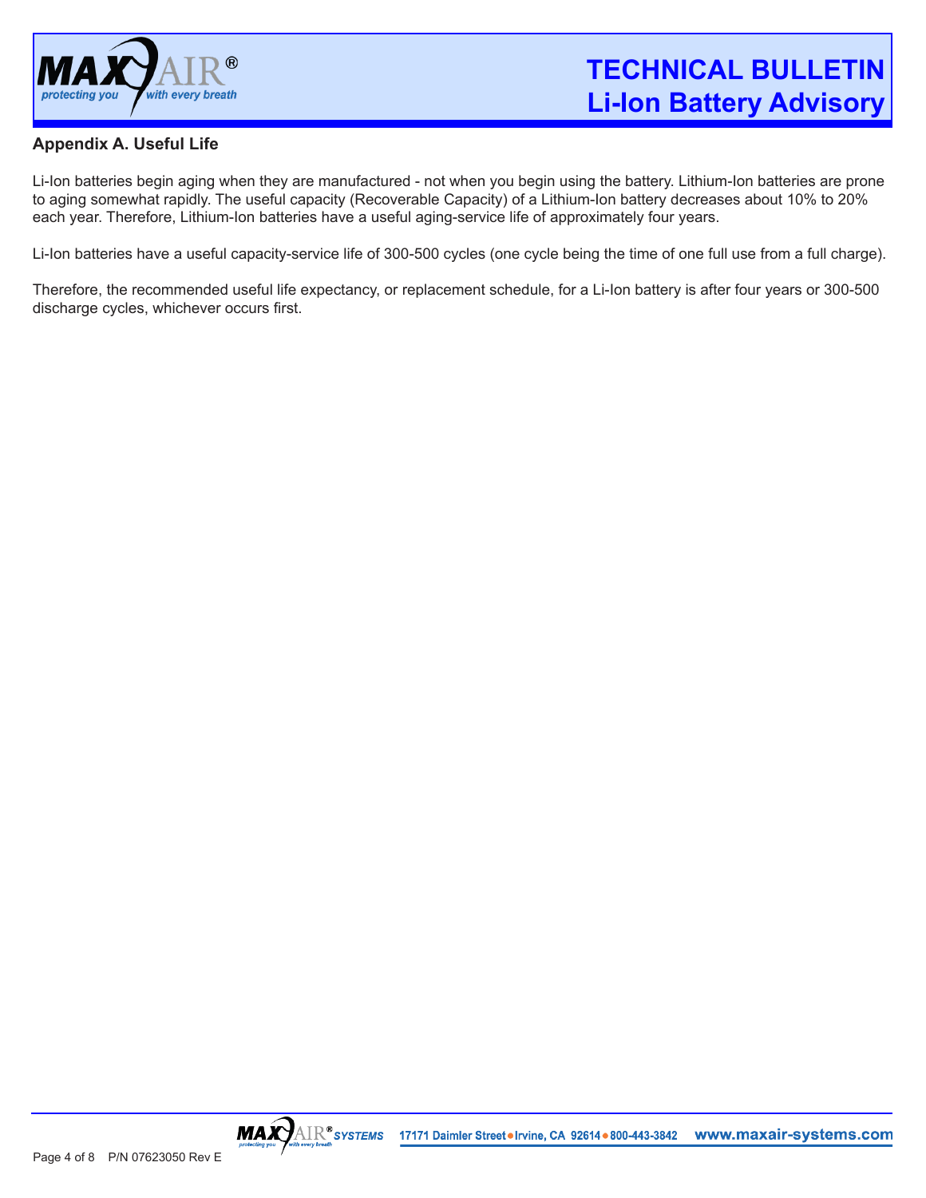## Appendix A. Useful Life

Li-Ion batteries begin aging when they are manufactured - not when you begin using the battery. Lithium-Ion batteries are prone to aging somewhat rapidly. The useful capacity (Recoverable Capacity) of a Lithium-Ion battery decreases about 10% to 20% each year. Therefore, Lithium-Ion batteries have a useful aging-service life of approximately four years.

Li-Ion batteries have a useful capacity-service life of 300-500 cycles (one cycle being the time of one full use from a full charge).

Therefore, the recommended useful life expectancy, or replacement schedule, for a Li-Ion battery is after four years or 300-500 discharge cycles, whichever occurs first.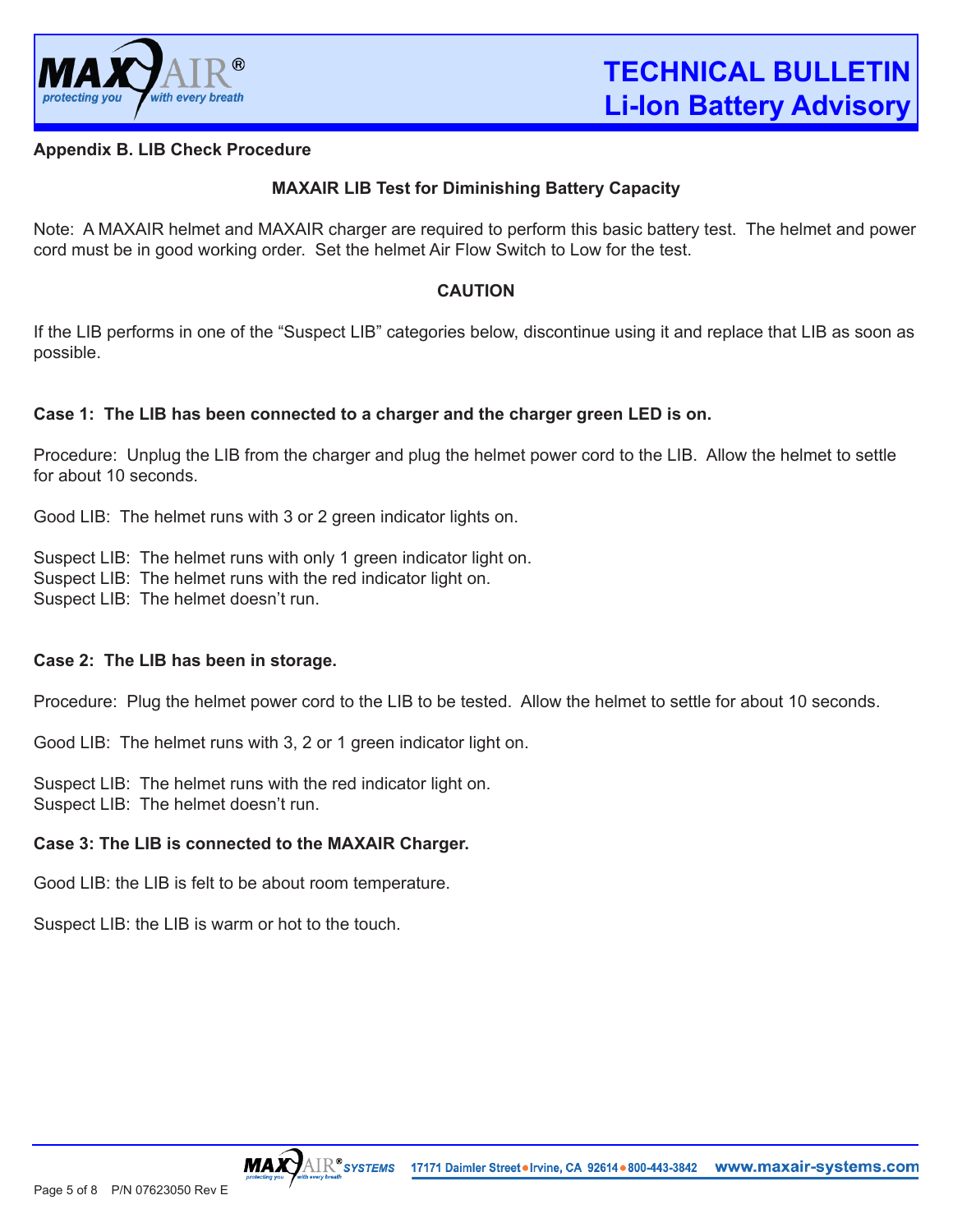## Appendix B. LIB Check Procedure

### MAXAIR LIB Test for Diminishing Battery Capacity

Note: A MAXAIR helmet and MAXAIR charger are required to perform this basic battery test. The helmet and power cord must be in good working order. Set the helmet Air Flow Switch to Low for the test.

**CAUTION**

If the LIB performs in one of the "Suspect LIB" categories below, discontinue using it and replace that LIB as soon as possible.

**Case 1: The LIB has been connected to a charger and the charger green LED is on.**

Procedure: Unplug the LIB from the charger and plug the helmet power cord to the LIB. Allow the helmet to settle for about 10 seconds.

Good LIB: The helmet runs with 3 or 2 green indicator lights on.

Suspect LIB: The helmet runs with only 1 green indicator light on.
Suspect LIB: The helmet runs with the red indicator light on.
Suspect LIB: The helmet doesn't run.

**Case 2: The LIB has been in storage.**

Procedure: Plug the helmet power cord to the LIB to be tested. Allow the helmet to settle for about 10 seconds.

Good LIB: The helmet runs with 3, 2 or 1 green indicator light on.

Suspect LIB: The helmet runs with the red indicator light on.
Suspect LIB: The helmet doesn't run.

**Case 3: The LIB is connected to the MAXAIR Charger.**

Good LIB: the LIB is felt to be about room temperature.

Suspect LIB: the LIB is warm or hot to the touch.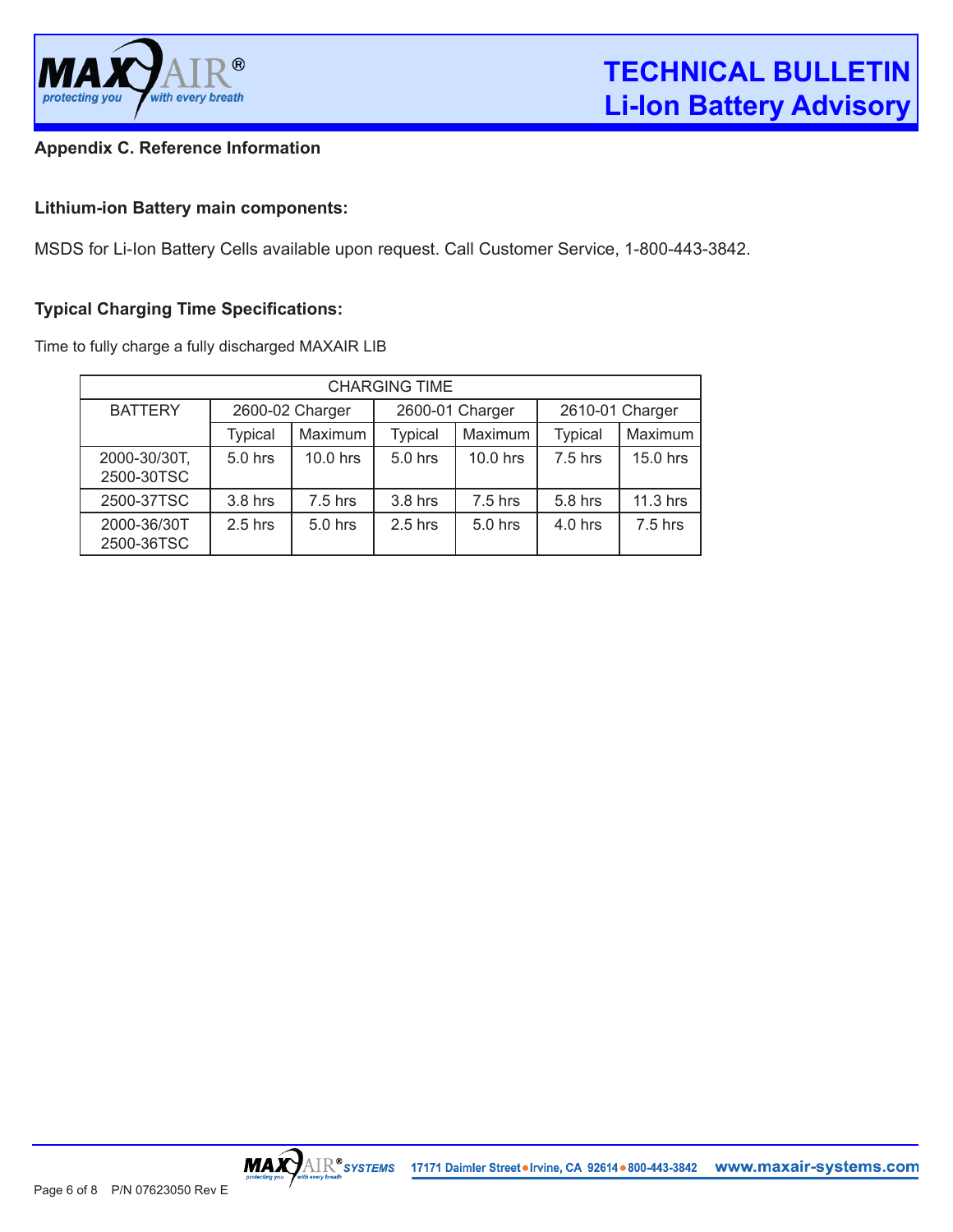## Appendix C. Reference Information

### Lithium-ion Battery main components:

MSDS for Li-Ion Battery Cells available upon request. Call Customer Service, 1-800-443-3842.

### Typical Charging Time Specifications:

Time to fully charge a fully discharged MAXAIR LIB

| CHARGING TIME | | | | | | |
|---|---|---|---|---|---|---|
| BATTERY | 2600-02 Charger | | 2600-01 Charger | | 2610-01 Charger | |
| | Typical | Maximum | Typical | Maximum | Typical | Maximum |
| 2000-30/30T, 2500-30TSC | 5.0 hrs | 10.0 hrs | 5.0 hrs | 10.0 hrs | 7.5 hrs | 15.0 hrs |
| 2500-37TSC | 3.8 hrs | 7.5 hrs | 3.8 hrs | 7.5 hrs | 5.8 hrs | 11.3 hrs |
| 2000-36/30T 2500-36TSC | 2.5 hrs | 5.0 hrs | 2.5 hrs | 5.0 hrs | 4.0 hrs | 7.5 hrs |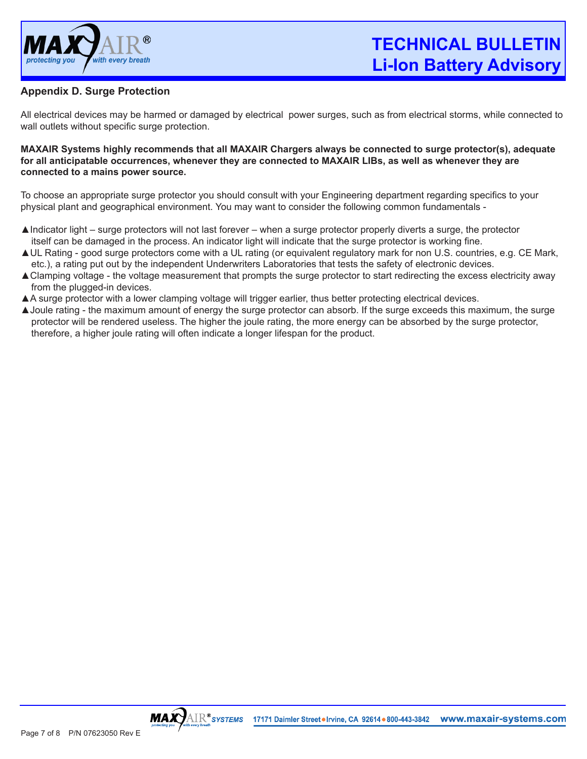## Appendix D. Surge Protection

All electrical devices may be harmed or damaged by electrical power surges, such as from electrical storms, while connected to wall outlets without specific surge protection.

**MAXAIR Systems highly recommends that all MAXAIR Chargers always be connected to surge protector(s), adequate for all anticipatable occurrences, whenever they are connected to MAXAIR LIBs, as well as whenever they are connected to a mains power source.**

To choose an appropriate surge protector you should consult with your Engineering department regarding specifics to your physical plant and geographical environment. You may want to consider the following common fundamentals -

- ▲Indicator light – surge protectors will not last forever – when a surge protector properly diverts a surge, the protector itself can be damaged in the process. An indicator light will indicate that the surge protector is working fine.
- ▲UL Rating - good surge protectors come with a UL rating (or equivalent regulatory mark for non U.S. countries, e.g. CE Mark, etc.), a rating put out by the independent Underwriters Laboratories that tests the safety of electronic devices.
- ▲Clamping voltage - the voltage measurement that prompts the surge protector to start redirecting the excess electricity away from the plugged-in devices.
- ▲A surge protector with a lower clamping voltage will trigger earlier, thus better protecting electrical devices.
- ▲Joule rating - the maximum amount of energy the surge protector can absorb. If the surge exceeds this maximum, the surge protector will be rendered useless. The higher the joule rating, the more energy can be absorbed by the surge protector, therefore, a higher joule rating will often indicate a longer lifespan for the product.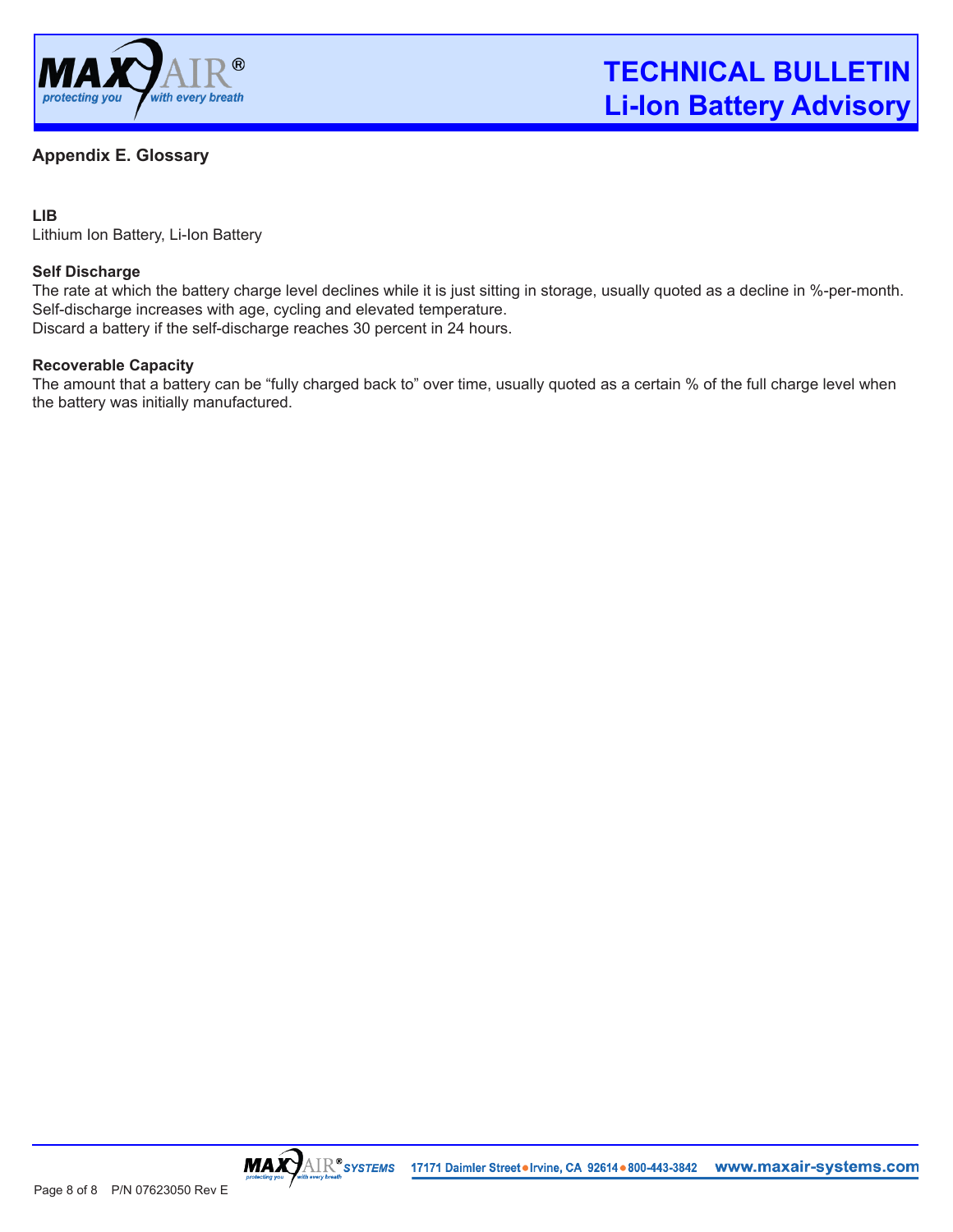## Appendix E. Glossary

**LIB**
Lithium Ion Battery, Li-Ion Battery

**Self Discharge**
The rate at which the battery charge level declines while it is just sitting in storage, usually quoted as a decline in %-per-month. Self-discharge increases with age, cycling and elevated temperature.
Discard a battery if the self-discharge reaches 30 percent in 24 hours.

**Recoverable Capacity**
The amount that a battery can be "fully charged back to" over time, usually quoted as a certain % of the full charge level when the battery was initially manufactured.